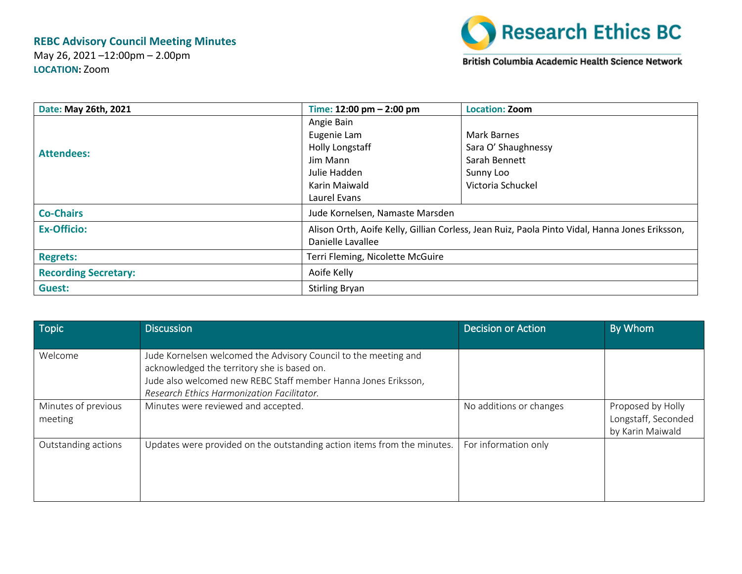**REBC Advisory Council Meeting Minutes**
May 26, 2021 –12:00pm – 2.00pm
**LOCATION:** Zoom

Research Ethics BC
British Columbia Academic Health Science Network

| **Date: May 26th, 2021** | **Time: 12:00 pm – 2:00 pm** | **Location: Zoom** |
|---|---|---|
| **Attendees:** | Angie Bain<br>Eugenie Lam<br>Holly Longstaff<br>Jim Mann<br>Julie Hadden<br>Karin Maiwald<br>Laurel Evans | Mark Barnes<br>Sara O' Shaughnessy<br>Sarah Bennett<br>Sunny Loo<br>Victoria Schuckel |
| **Co-Chairs** | Jude Kornelsen, Namaste Marsden | |
| **Ex-Officio:** | Alison Orth, Aoife Kelly, Gillian Corless, Jean Ruiz, Paola Pinto Vidal, Hanna Jones Eriksson, Danielle Lavallee | |
| **Regrets:** | Terri Fleming, Nicolette McGuire | |
| **Recording Secretary:** | Aoife Kelly | |
| **Guest:** | Stirling Bryan | |

| Topic | Discussion | Decision or Action | By Whom |
|---|---|---|---|
| Welcome | Jude Kornelsen welcomed the Advisory Council to the meeting and acknowledged the territory she is based on.<br>Jude also welcomed new REBC Staff member Hanna Jones Eriksson, *Research Ethics Harmonization Facilitator.* | | |
| Minutes of previous meeting | Minutes were reviewed and accepted. | No additions or changes | Proposed by Holly Longstaff, Seconded by Karin Maiwald |
| Outstanding actions | Updates were provided on the outstanding action items from the minutes. | For information only | |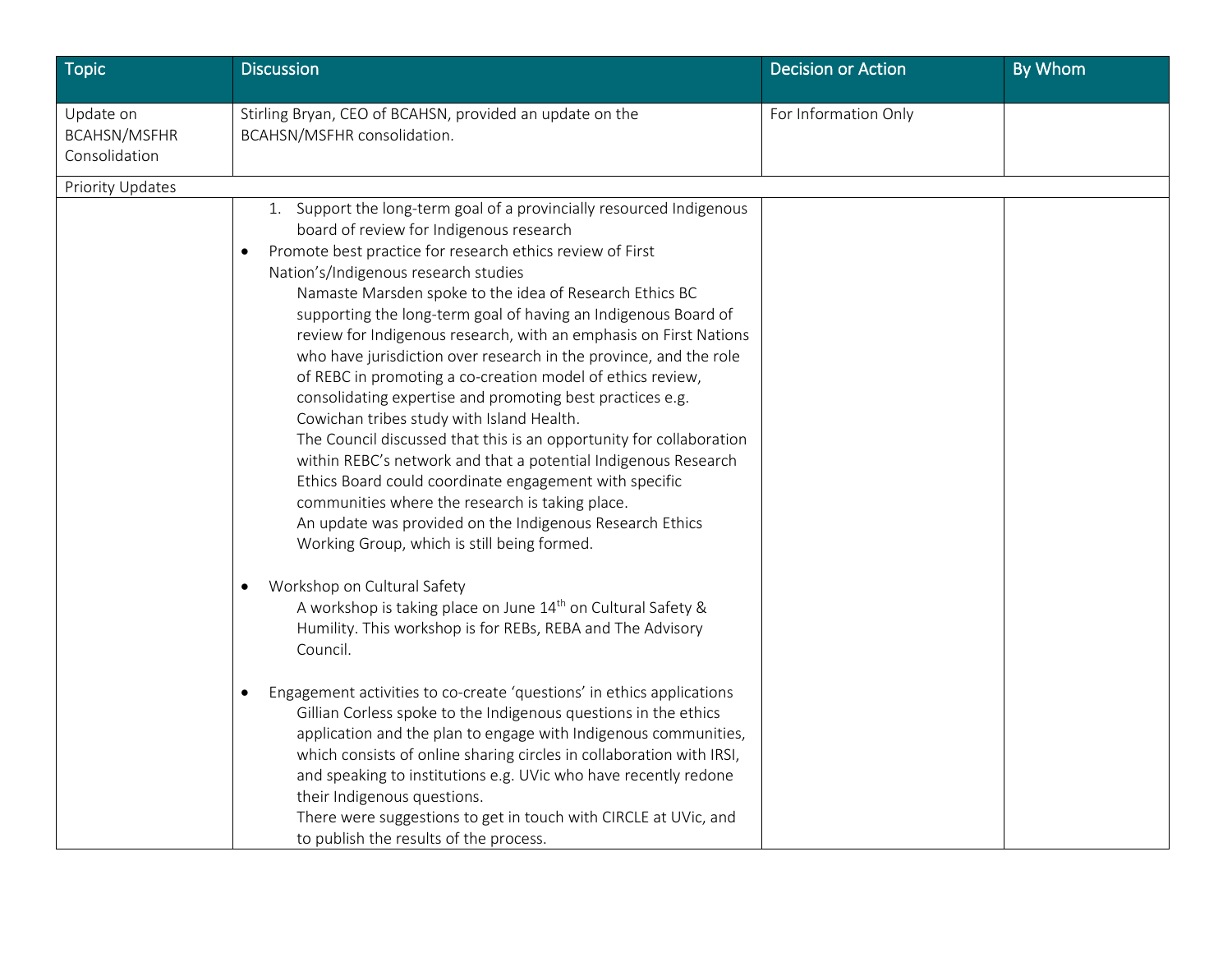| Topic | Discussion | Decision or Action | By Whom |
|---|---|---|---|
| Update on BCAHSN/MSFHR Consolidation | Stirling Bryan, CEO of BCAHSN, provided an update on the BCAHSN/MSFHR consolidation. | For Information Only | |
| Priority Updates | | | |
| | 1. Support the long-term goal of a provincially resourced Indigenous board of review for Indigenous research<br>• Promote best practice for research ethics review of First Nation's/Indigenous research studies<br>Namaste Marsden spoke to the idea of Research Ethics BC supporting the long-term goal of having an Indigenous Board of review for Indigenous research, with an emphasis on First Nations who have jurisdiction over research in the province, and the role of REBC in promoting a co-creation model of ethics review, consolidating expertise and promoting best practices e.g. Cowichan tribes study with Island Health.<br>The Council discussed that this is an opportunity for collaboration within REBC's network and that a potential Indigenous Research Ethics Board could coordinate engagement with specific communities where the research is taking place.<br>An update was provided on the Indigenous Research Ethics Working Group, which is still being formed.<br><br>• Workshop on Cultural Safety<br>A workshop is taking place on June 14th on Cultural Safety & Humility. This workshop is for REBs, REBA and The Advisory Council.<br><br>• Engagement activities to co-create 'questions' in ethics applications<br>Gillian Corless spoke to the Indigenous questions in the ethics application and the plan to engage with Indigenous communities, which consists of online sharing circles in collaboration with IRSI, and speaking to institutions e.g. UVic who have recently redone their Indigenous questions.<br>There were suggestions to get in touch with CIRCLE at UVic, and to publish the results of the process. | | |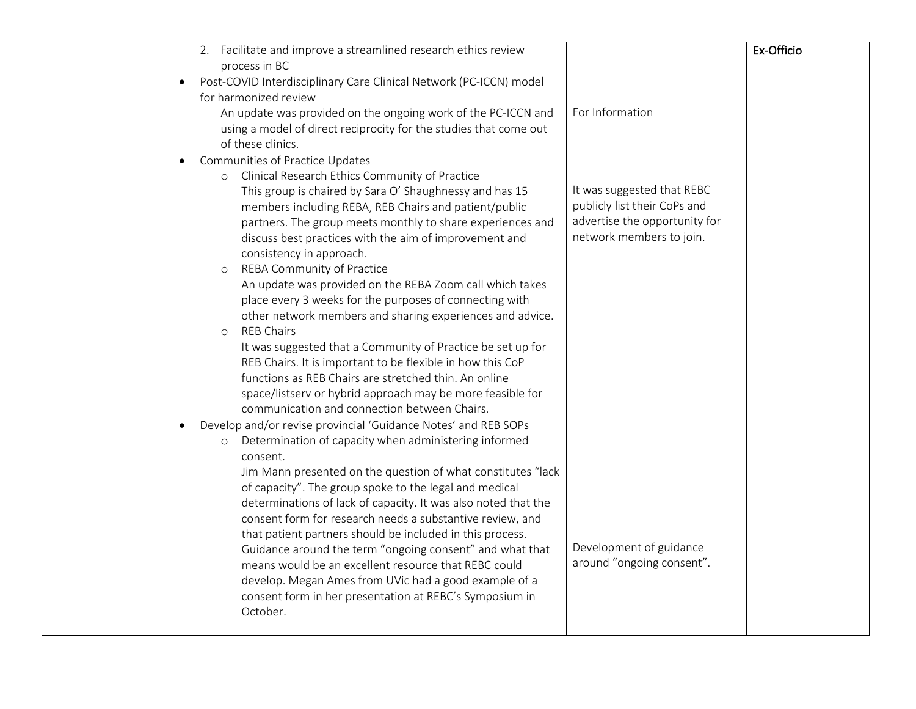| | | | |
|---|---|---|---|
| | 2. Facilitate and improve a streamlined research ethics review process in BC<br>• Post-COVID Interdisciplinary Care Clinical Network (PC-ICCN) model for harmonized review<br>An update was provided on the ongoing work of the PC-ICCN and using a model of direct reciprocity for the studies that come out of these clinics.<br>• Communities of Practice Updates<br>o Clinical Research Ethics Community of Practice<br>This group is chaired by Sara O' Shaughnessy and has 15 members including REBA, REB Chairs and patient/public partners. The group meets monthly to share experiences and discuss best practices with the aim of improvement and consistency in approach.<br>o REBA Community of Practice<br>An update was provided on the REBA Zoom call which takes place every 3 weeks for the purposes of connecting with other network members and sharing experiences and advice.<br>o REB Chairs<br>It was suggested that a Community of Practice be set up for REB Chairs. It is important to be flexible in how this CoP functions as REB Chairs are stretched thin. An online space/listserv or hybrid approach may be more feasible for communication and connection between Chairs.<br>• Develop and/or revise provincial 'Guidance Notes' and REB SOPs<br>o Determination of capacity when administering informed consent.<br>Jim Mann presented on the question of what constitutes "lack of capacity". The group spoke to the legal and medical determinations of lack of capacity. It was also noted that the consent form for research needs a substantive review, and that patient partners should be included in this process. Guidance around the term "ongoing consent" and what that means would be an excellent resource that REBC could develop. Megan Ames from UVic had a good example of a consent form in her presentation at REBC's Symposium in October. | For Information<br><br>It was suggested that REBC publicly list their CoPs and advertise the opportunity for network members to join.<br><br>Development of guidance around "ongoing consent". | Ex-Officio |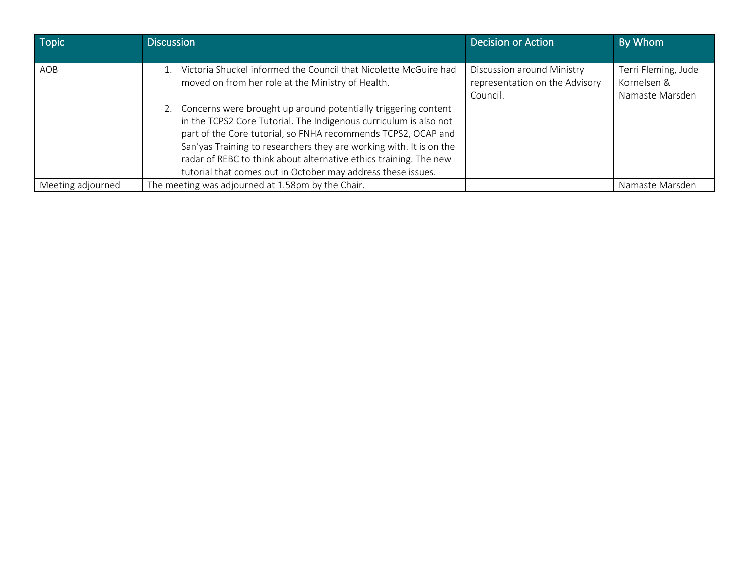| Topic | Discussion | Decision or Action | By Whom |
|---|---|---|---|
| AOB | 1. Victoria Shuckel informed the Council that Nicolette McGuire had moved on from her role at the Ministry of Health.<br><br>2. Concerns were brought up around potentially triggering content in the TCPS2 Core Tutorial. The Indigenous curriculum is also not part of the Core tutorial, so FNHA recommends TCPS2, OCAP and San'yas Training to researchers they are working with. It is on the radar of REBC to think about alternative ethics training. The new tutorial that comes out in October may address these issues. | Discussion around Ministry representation on the Advisory Council. | Terri Fleming, Jude Kornelsen & Namaste Marsden |
| Meeting adjourned | The meeting was adjourned at 1.58pm by the Chair. | | Namaste Marsden |